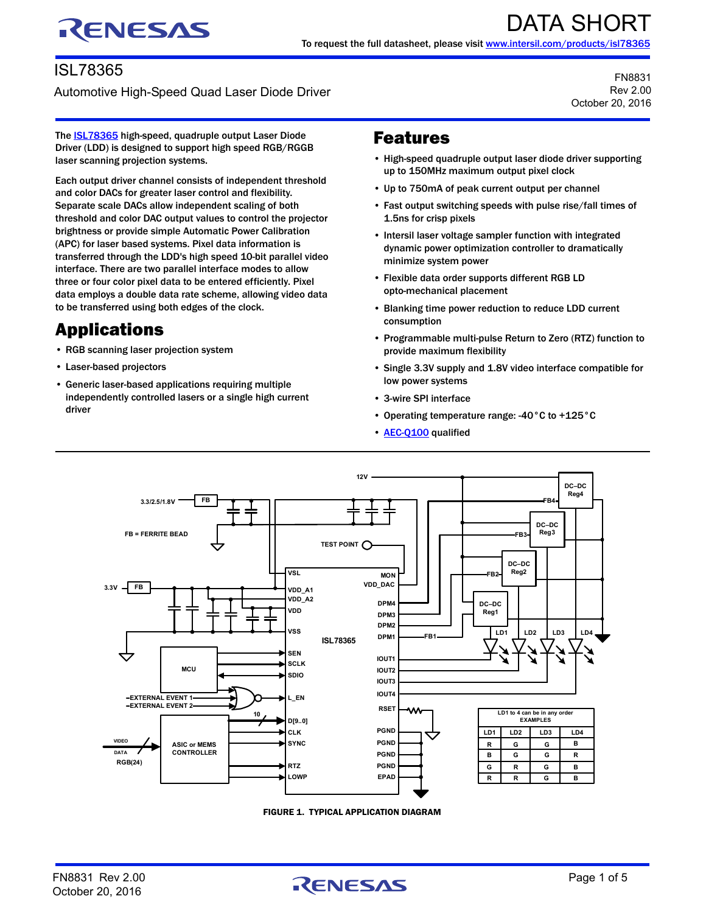DATA SHORT

To request the full datasheet, please visit www.intersil.com/products/isl78365

# ISL78365

Automotive High-Speed Quad Laser Diode Driver

FN8831
Rev 2.00
October 20, 2016

The ISL78365 high-speed, quadruple output Laser Diode Driver (LDD) is designed to support high speed RGB/RGGB laser scanning projection systems.

Each output driver channel consists of independent threshold and color DACs for greater laser control and flexibility. Separate scale DACs allow independent scaling of both threshold and color DAC output values to control the projector brightness or provide simple Automatic Power Calibration (APC) for laser based systems. Pixel data information is transferred through the LDD's high speed 10-bit parallel video interface. There are two parallel interface modes to allow three or four color pixel data to be entered efficiently. Pixel data employs a double data rate scheme, allowing video data to be transferred using both edges of the clock.

## Applications

- RGB scanning laser projection system
- Laser-based projectors
- Generic laser-based applications requiring multiple independently controlled lasers or a single high current driver

## Features

- High-speed quadruple output laser diode driver supporting up to 150MHz maximum output pixel clock
- Up to 750mA of peak current output per channel
- Fast output switching speeds with pulse rise/fall times of 1.5ns for crisp pixels
- Intersil laser voltage sampler function with integrated dynamic power optimization controller to dramatically minimize system power
- Flexible data order supports different RGB LD opto-mechanical placement
- Blanking time power reduction to reduce LDD current consumption
- Programmable multi-pulse Return to Zero (RTZ) function to provide maximum flexibility
- Single 3.3V supply and 1.8V video interface compatible for low power systems
- 3-wire SPI interface
- Operating temperature range: -40°C to +125°C
- AEC-Q100 qualified

| LD1 | LD2 | LD3 | LD4 |
|---|---|---|---|
| R | G | G | B |
| B | G | G | R |
| G | R | G | B |
| R | R | G | B |

LD1 to 4 can be in any order EXAMPLES

FIGURE 1. TYPICAL APPLICATION DIAGRAM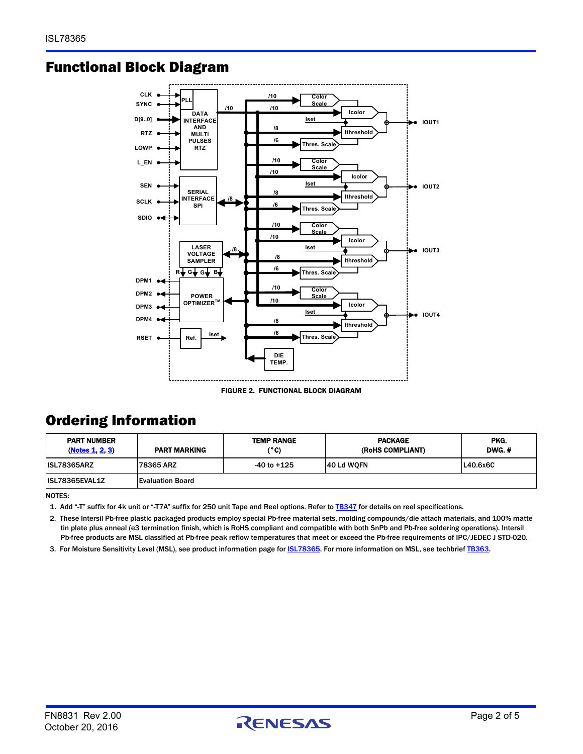## Functional Block Diagram

FIGURE 2. FUNCTIONAL BLOCK DIAGRAM

## Ordering Information

| PART NUMBER (Notes 1, 2, 3) | PART MARKING | TEMP RANGE (°C) | PACKAGE (RoHS COMPLIANT) | PKG. DWG. # |
|---|---|---|---|---|
| ISL78365ARZ | 78365 ARZ | -40 to +125 | 40 Ld WQFN | L40.6x6C |
| ISL78365EVAL1Z | Evaluation Board | | | |

NOTES:

1. Add "-T" suffix for 4k unit or "-T7A" suffix for 250 unit Tape and Reel options. Refer to TB347 for details on reel specifications.
2. These Intersil Pb-free plastic packaged products employ special Pb-free material sets, molding compounds/die attach materials, and 100% matte tin plate plus anneal (e3 termination finish, which is RoHS compliant and compatible with both SnPb and Pb-free soldering operations). Intersil Pb-free products are MSL classified at Pb-free peak reflow temperatures that meet or exceed the Pb-free requirements of IPC/JEDEC J STD-020.
3. For Moisture Sensitivity Level (MSL), see product information page for ISL78365. For more information on MSL, see techbrief TB363.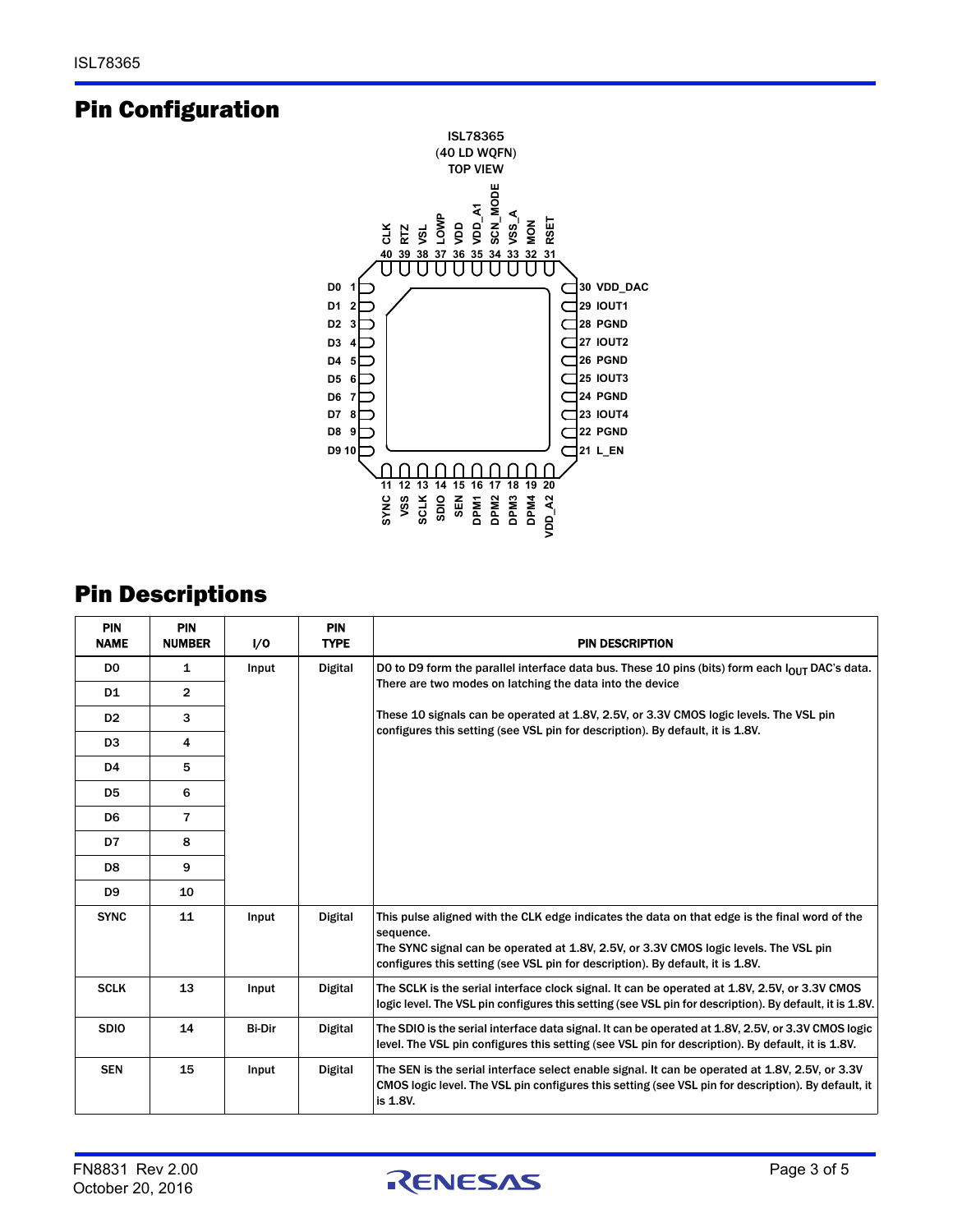## Pin Configuration

ISL78365
(40 LD WQFN)
TOP VIEW

| Pin | Name | Pin | Name |
|---|---|---|---|
| 1 | D0 | 21 | L_EN |
| 2 | D1 | 22 | PGND |
| 3 | D2 | 23 | IOUT4 |
| 4 | D3 | 24 | PGND |
| 5 | D4 | 25 | IOUT3 |
| 6 | D5 | 26 | PGND |
| 7 | D6 | 27 | IOUT2 |
| 8 | D7 | 28 | PGND |
| 9 | D8 | 29 | IOUT1 |
| 10 | D9 | 30 | VDD_DAC |
| 11 | SYNC | 31 | RSET |
| 12 | VSS | 32 | MON |
| 13 | SCLK | 33 | VSS_A |
| 14 | SDIO | 34 | SCN_MODE |
| 15 | SEN | 35 | VDD_A1 |
| 16 | DPM1 | 36 | VDD |
| 17 | DPM2 | 37 | LOWP |
| 18 | DPM3 | 38 | VSL |
| 19 | DPM4 | 39 | RTZ |
| 20 | VDD_A2 | 40 | CLK |

## Pin Descriptions

| PIN NAME | PIN NUMBER | I/O | PIN TYPE | PIN DESCRIPTION |
|---|---|---|---|---|
| D0 | 1 | Input | Digital | D0 to D9 form the parallel interface data bus. These 10 pins (bits) form each $I_{OUT}$ DAC's data. There are two modes on latching the data into the device<br><br>These 10 signals can be operated at 1.8V, 2.5V, or 3.3V CMOS logic levels. The VSL pin configures this setting (see VSL pin for description). By default, it is 1.8V. |
| D1 | 2 | | | |
| D2 | 3 | | | |
| D3 | 4 | | | |
| D4 | 5 | | | |
| D5 | 6 | | | |
| D6 | 7 | | | |
| D7 | 8 | | | |
| D8 | 9 | | | |
| D9 | 10 | | | |
| SYNC | 11 | Input | Digital | This pulse aligned with the CLK edge indicates the data on that edge is the final word of the sequence.<br>The SYNC signal can be operated at 1.8V, 2.5V, or 3.3V CMOS logic levels. The VSL pin configures this setting (see VSL pin for description). By default, it is 1.8V. |
| SCLK | 13 | Input | Digital | The SCLK is the serial interface clock signal. It can be operated at 1.8V, 2.5V, or 3.3V CMOS logic level. The VSL pin configures this setting (see VSL pin for description). By default, it is 1.8V. |
| SDIO | 14 | Bi-Dir | Digital | The SDIO is the serial interface data signal. It can be operated at 1.8V, 2.5V, or 3.3V CMOS logic level. The VSL pin configures this setting (see VSL pin for description). By default, it is 1.8V. |
| SEN | 15 | Input | Digital | The SEN is the serial interface select enable signal. It can be operated at 1.8V, 2.5V, or 3.3V CMOS logic level. The VSL pin configures this setting (see VSL pin for description). By default, it is 1.8V. |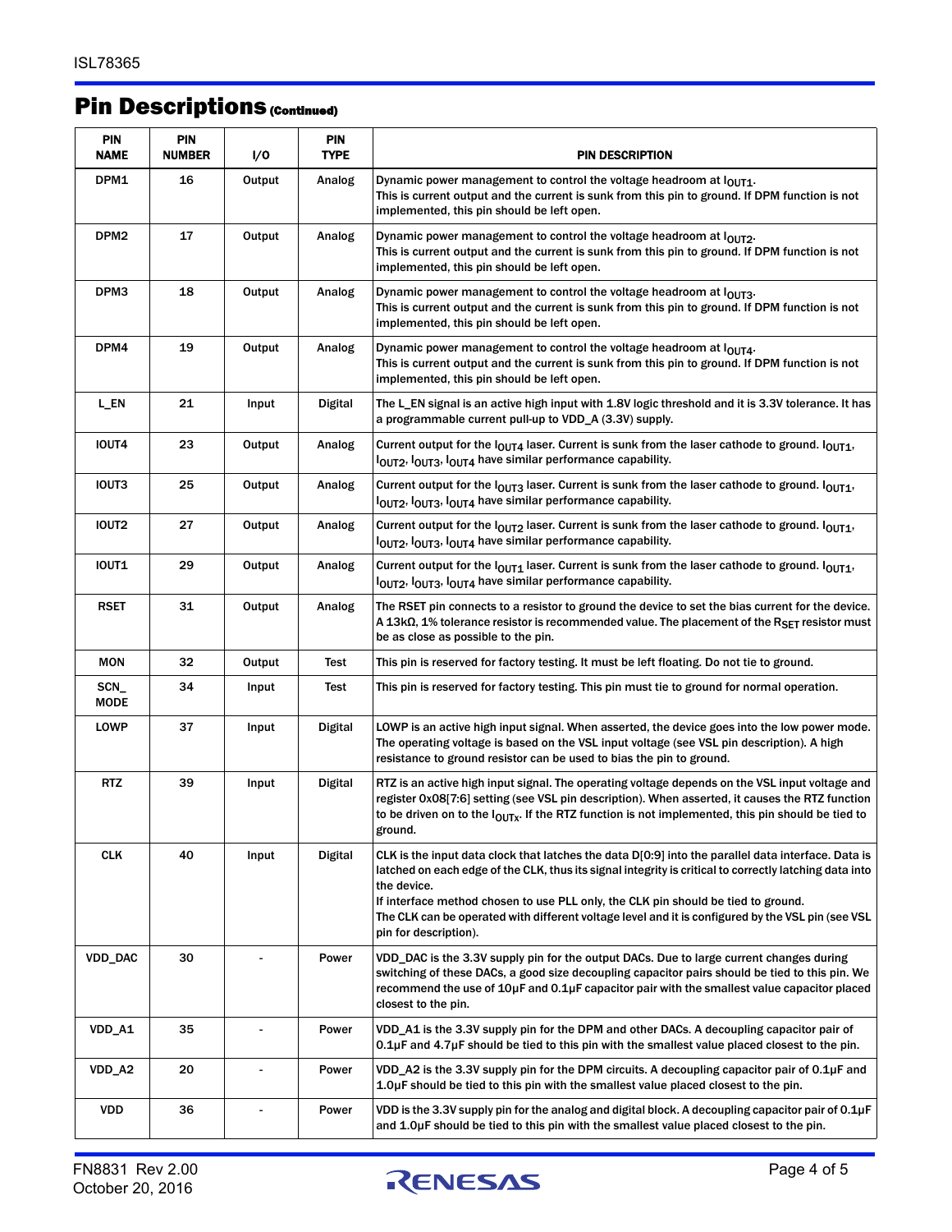# Pin Descriptions (Continued)

| PIN NAME | PIN NUMBER | I/O | PIN TYPE | PIN DESCRIPTION |
|---|---|---|---|---|
| DPM1 | 16 | Output | Analog | Dynamic power management to control the voltage headroom at $I_{OUT1}$. This is current output and the current is sunk from this pin to ground. If DPM function is not implemented, this pin should be left open. |
| DPM2 | 17 | Output | Analog | Dynamic power management to control the voltage headroom at $I_{OUT2}$. This is current output and the current is sunk from this pin to ground. If DPM function is not implemented, this pin should be left open. |
| DPM3 | 18 | Output | Analog | Dynamic power management to control the voltage headroom at $I_{OUT3}$. This is current output and the current is sunk from this pin to ground. If DPM function is not implemented, this pin should be left open. |
| DPM4 | 19 | Output | Analog | Dynamic power management to control the voltage headroom at $I_{OUT4}$. This is current output and the current is sunk from this pin to ground. If DPM function is not implemented, this pin should be left open. |
| L_EN | 21 | Input | Digital | The L_EN signal is an active high input with 1.8V logic threshold and it is 3.3V tolerance. It has a programmable current pull-up to VDD_A (3.3V) supply. |
| IOUT4 | 23 | Output | Analog | Current output for the $I_{OUT4}$ laser. Current is sunk from the laser cathode to ground. $I_{OUT1}$, $I_{OUT2}$, $I_{OUT3}$, $I_{OUT4}$ have similar performance capability. |
| IOUT3 | 25 | Output | Analog | Current output for the $I_{OUT3}$ laser. Current is sunk from the laser cathode to ground. $I_{OUT1}$, $I_{OUT2}$, $I_{OUT3}$, $I_{OUT4}$ have similar performance capability. |
| IOUT2 | 27 | Output | Analog | Current output for the $I_{OUT2}$ laser. Current is sunk from the laser cathode to ground. $I_{OUT1}$, $I_{OUT2}$, $I_{OUT3}$, $I_{OUT4}$ have similar performance capability. |
| IOUT1 | 29 | Output | Analog | Current output for the $I_{OUT1}$ laser. Current is sunk from the laser cathode to ground. $I_{OUT1}$, $I_{OUT2}$, $I_{OUT3}$, $I_{OUT4}$ have similar performance capability. |
| RSET | 31 | Output | Analog | The RSET pin connects to a resistor to ground the device to set the bias current for the device. A 13kΩ, 1% tolerance resistor is recommended value. The placement of the $R_{SET}$ resistor must be as close as possible to the pin. |
| MON | 32 | Output | Test | This pin is reserved for factory testing. It must be left floating. Do not tie to ground. |
| SCN_ MODE | 34 | Input | Test | This pin is reserved for factory testing. This pin must tie to ground for normal operation. |
| LOWP | 37 | Input | Digital | LOWP is an active high input signal. When asserted, the device goes into the low power mode. The operating voltage is based on the VSL input voltage (see VSL pin description). A high resistance to ground resistor can be used to bias the pin to ground. |
| RTZ | 39 | Input | Digital | RTZ is an active high input signal. The operating voltage depends on the VSL input voltage and register 0x08[7:6] setting (see VSL pin description). When asserted, it causes the RTZ function to be driven on to the $I_{OUTX}$. If the RTZ function is not implemented, this pin should be tied to ground. |
| CLK | 40 | Input | Digital | CLK is the input data clock that latches the data D[0:9] into the parallel data interface. Data is latched on each edge of the CLK, thus its signal integrity is critical to correctly latching data into the device. If interface method chosen to use PLL only, the CLK pin should be tied to ground. The CLK can be operated with different voltage level and it is configured by the VSL pin (see VSL pin for description). |
| VDD_DAC | 30 | - | Power | VDD_DAC is the 3.3V supply pin for the output DACs. Due to large current changes during switching of these DACs, a good size decoupling capacitor pairs should be tied to this pin. We recommend the use of 10µF and 0.1µF capacitor pair with the smallest value capacitor placed closest to the pin. |
| VDD_A1 | 35 | - | Power | VDD_A1 is the 3.3V supply pin for the DPM and other DACs. A decoupling capacitor pair of 0.1µF and 4.7µF should be tied to this pin with the smallest value placed closest to the pin. |
| VDD_A2 | 20 | - | Power | VDD_A2 is the 3.3V supply pin for the DPM circuits. A decoupling capacitor pair of 0.1µF and 1.0µF should be tied to this pin with the smallest value placed closest to the pin. |
| VDD | 36 | - | Power | VDD is the 3.3V supply pin for the analog and digital block. A decoupling capacitor pair of 0.1µF and 1.0µF should be tied to this pin with the smallest value placed closest to the pin. |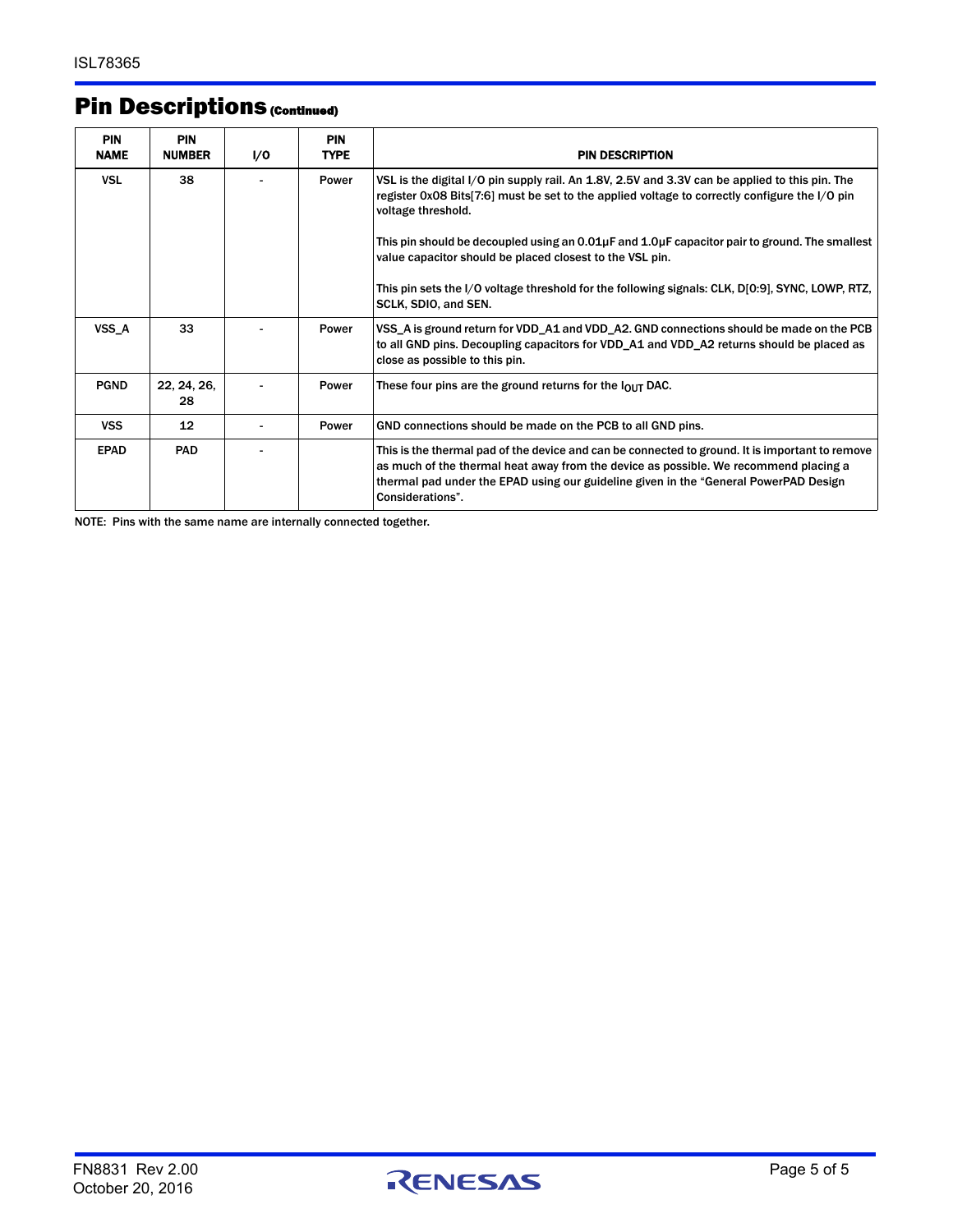## Pin Descriptions (Continued)

| PIN NAME | PIN NUMBER | I/O | PIN TYPE | PIN DESCRIPTION |
|---|---|---|---|---|
| VSL | 38 | - | Power | VSL is the digital I/O pin supply rail. An 1.8V, 2.5V and 3.3V can be applied to this pin. The register 0x08 Bits[7:6] must be set to the applied voltage to correctly configure the I/O pin voltage threshold.<br><br>This pin should be decoupled using an 0.01µF and 1.0µF capacitor pair to ground. The smallest value capacitor should be placed closest to the VSL pin.<br><br>This pin sets the I/O voltage threshold for the following signals: CLK, D[0:9], SYNC, LOWP, RTZ, SCLK, SDIO, and SEN. |
| VSS_A | 33 | - | Power | VSS_A is ground return for VDD_A1 and VDD_A2. GND connections should be made on the PCB to all GND pins. Decoupling capacitors for VDD_A1 and VDD_A2 returns should be placed as close as possible to this pin. |
| PGND | 22, 24, 26, 28 | - | Power | These four pins are the ground returns for the $I_{OUT}$ DAC. |
| VSS | 12 | - | Power | GND connections should be made on the PCB to all GND pins. |
| EPAD | PAD | - | | This is the thermal pad of the device and can be connected to ground. It is important to remove as much of the thermal heat away from the device as possible. We recommend placing a thermal pad under the EPAD using our guideline given in the “General PowerPAD Design Considerations”. |

NOTE: Pins with the same name are internally connected together.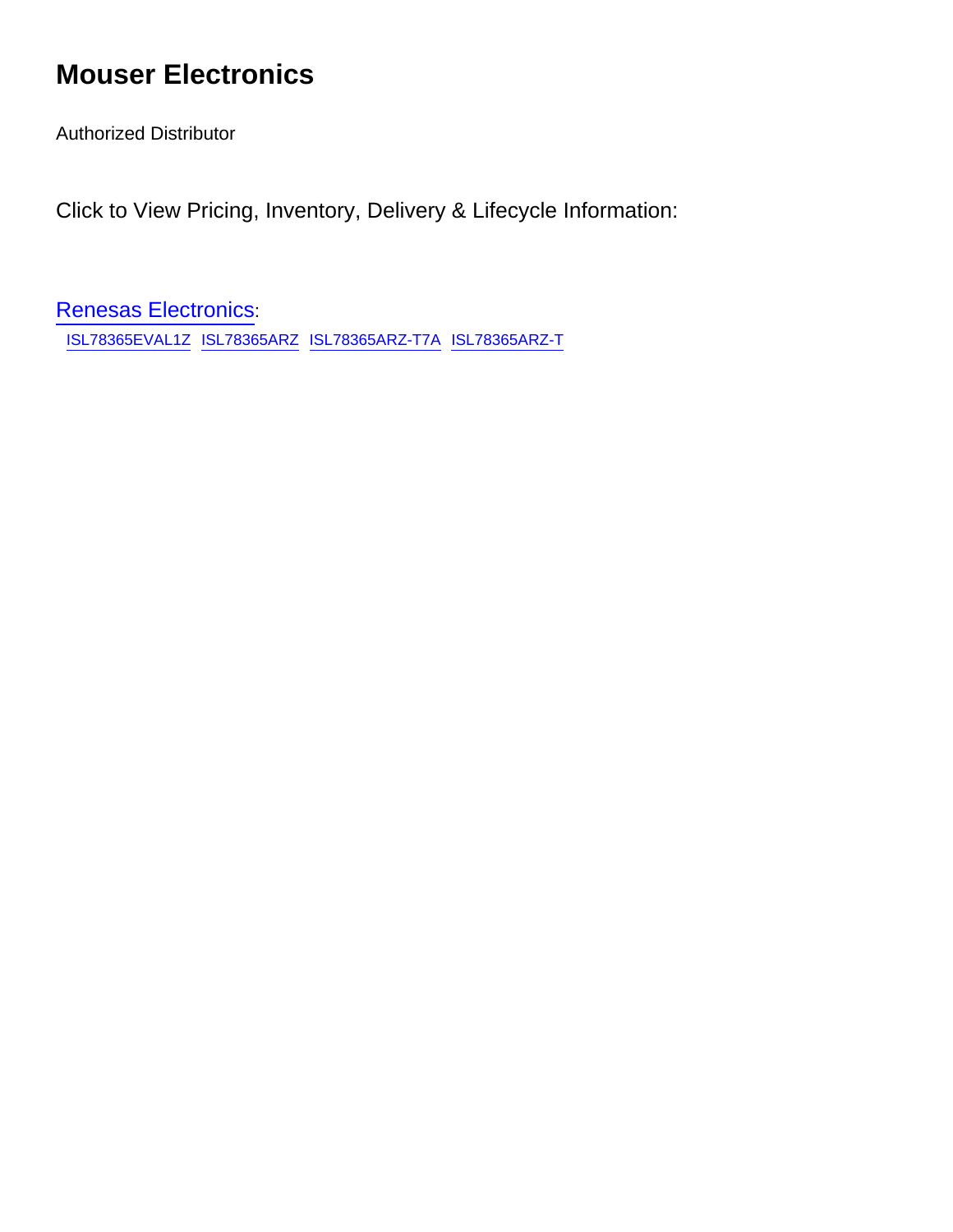# Mouser Electronics

Authorized Distributor

Click to View Pricing, Inventory, Delivery & Lifecycle Information:

Renesas Electronics:

ISL78365EVAL1Z ISL78365ARZ ISL78365ARZ-T7A ISL78365ARZ-T